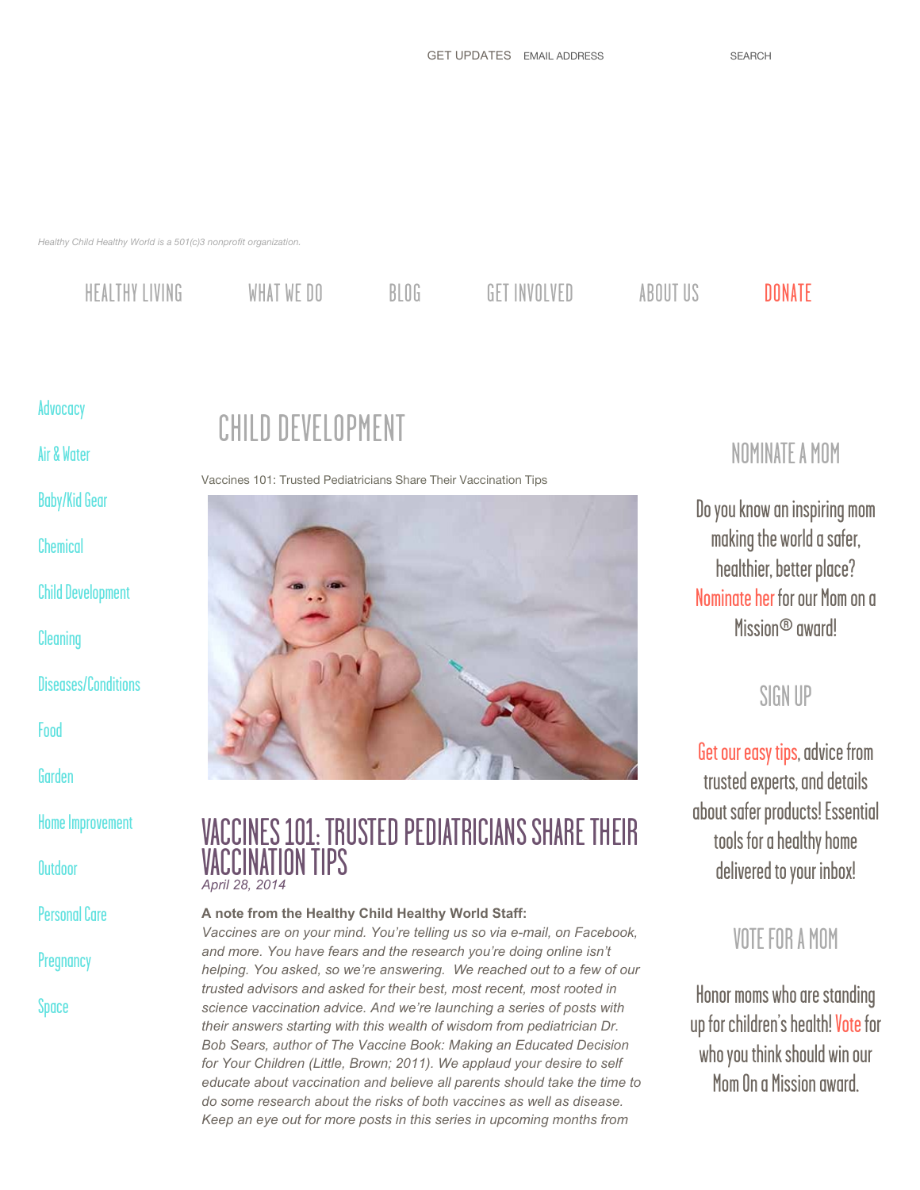GET UPDATES EMAIL ADDRESS SEARCH

*Healthy Child Healthy World is a 501(c)3 nonprofit organization.*

HEALTHY LIVING | WHAT WE DO | BLOG | GET INVOLVED | ABOUT US | DONATE

- Advocacy
- Air & Water
- Baby/Kid Gear
- Chemical
- Child Development
- Cleaning
- Diseases/Conditions
- Food
- Garden
- Home Improvement
- Outdoor
- Personal Care
- Pregnancy
- Space

# CHILD DEVELOPMENT

Vaccines 101: Trusted Pediatricians Share Their Vaccination Tips

## VACCINES 101: TRUSTED PEDIATRICIANS SHARE THEIR VACCINATION TIPS

*April 28, 2014*

**A note from the Healthy Child Healthy World Staff:**

*Vaccines are on your mind. You're telling us so via e-mail, on Facebook, and more. You have fears and the research you're doing online isn't helping. You asked, so we're answering. We reached out to a few of our trusted advisors and asked for their best, most recent, most rooted in science vaccination advice. And we're launching a series of posts with their answers starting with this wealth of wisdom from pediatrician Dr. Bob Sears, author of The Vaccine Book: Making an Educated Decision for Your Children (Little, Brown; 2011). We applaud your desire to self educate about vaccination and believe all parents should take the time to do some research about the risks of both vaccines as well as disease. Keep an eye out for more posts in this series in upcoming months from*

## NOMINATE A MOM

Do you know an inspiring mom making the world a safer, healthier, better place? Nominate her for our Mom on a Mission® award!

## SIGN UP

Get our easy tips, advice from trusted experts, and details about safer products! Essential tools for a healthy home delivered to your inbox!

## VOTE FOR A MOM

Honor moms who are standing up for children's health! Vote for who you think should win our Mom On a Mission award.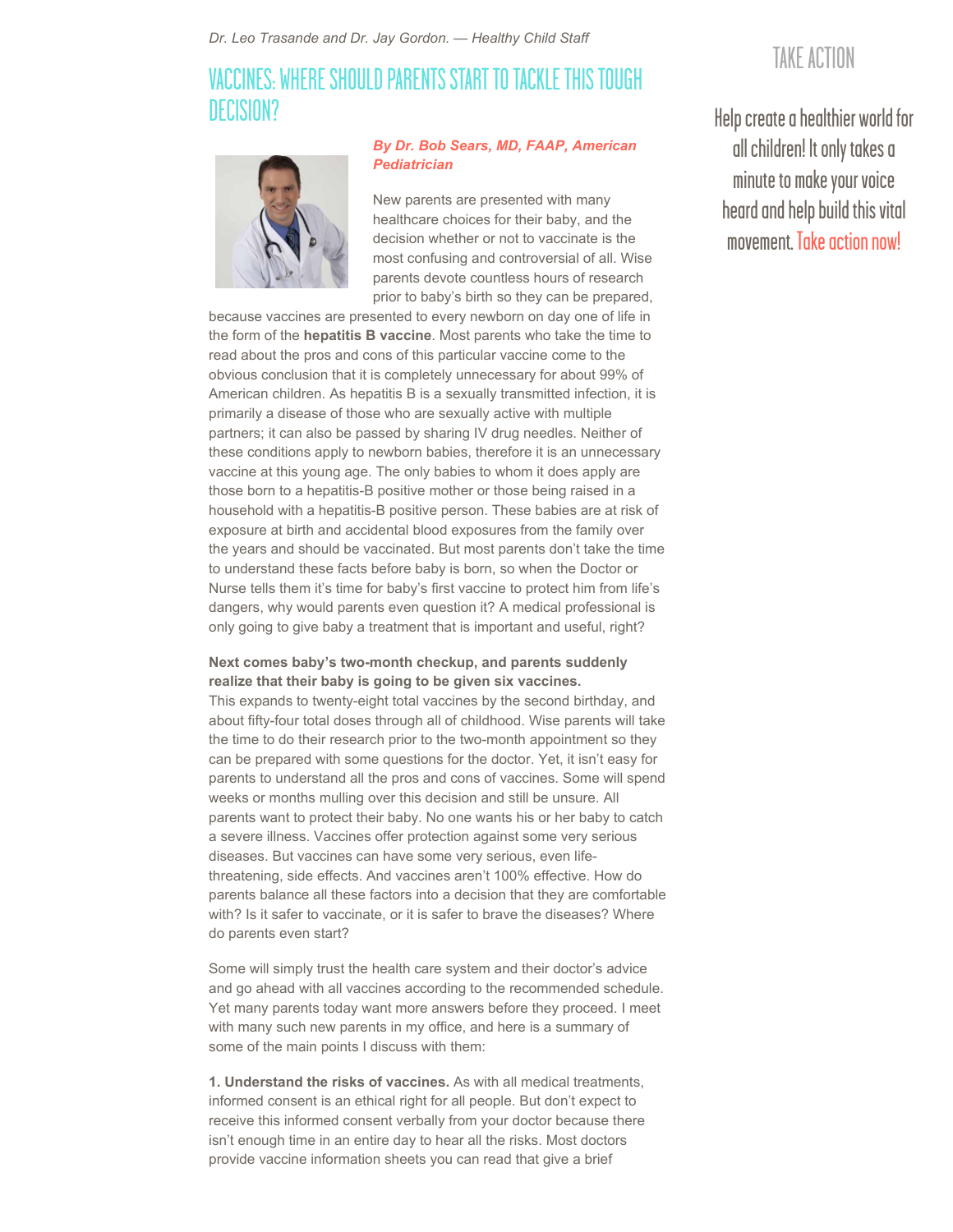*Dr. Leo Trasande and Dr. Jay Gordon. — Healthy Child Staff*

## VACCINES: WHERE SHOULD PARENTS START TO TACKLE THIS TOUGH DECISION?

***By Dr. Bob Sears, MD, FAAP, American Pediatrician***

New parents are presented with many healthcare choices for their baby, and the decision whether or not to vaccinate is the most confusing and controversial of all. Wise parents devote countless hours of research prior to baby's birth so they can be prepared, because vaccines are presented to every newborn on day one of life in the form of the **hepatitis B vaccine**. Most parents who take the time to read about the pros and cons of this particular vaccine come to the obvious conclusion that it is completely unnecessary for about 99% of American children. As hepatitis B is a sexually transmitted infection, it is primarily a disease of those who are sexually active with multiple partners; it can also be passed by sharing IV drug needles. Neither of these conditions apply to newborn babies, therefore it is an unnecessary vaccine at this young age. The only babies to whom it does apply are those born to a hepatitis-B positive mother or those being raised in a household with a hepatitis-B positive person. These babies are at risk of exposure at birth and accidental blood exposures from the family over the years and should be vaccinated. But most parents don't take the time to understand these facts before baby is born, so when the Doctor or Nurse tells them it's time for baby's first vaccine to protect him from life's dangers, why would parents even question it? A medical professional is only going to give baby a treatment that is important and useful, right?

**Next comes baby's two-month checkup, and parents suddenly realize that their baby is going to be given six vaccines.**
This expands to twenty-eight total vaccines by the second birthday, and about fifty-four total doses through all of childhood. Wise parents will take the time to do their research prior to the two-month appointment so they can be prepared with some questions for the doctor. Yet, it isn't easy for parents to understand all the pros and cons of vaccines. Some will spend weeks or months mulling over this decision and still be unsure. All parents want to protect their baby. No one wants his or her baby to catch a severe illness. Vaccines offer protection against some very serious diseases. But vaccines can have some very serious, even life-threatening, side effects. And vaccines aren't 100% effective. How do parents balance all these factors into a decision that they are comfortable with? Is it safer to vaccinate, or it is safer to brave the diseases? Where do parents even start?

Some will simply trust the health care system and their doctor's advice and go ahead with all vaccines according to the recommended schedule. Yet many parents today want more answers before they proceed. I meet with many such new parents in my office, and here is a summary of some of the main points I discuss with them:

**1. Understand the risks of vaccines.** As with all medical treatments, informed consent is an ethical right for all people. But don't expect to receive this informed consent verbally from your doctor because there isn't enough time in an entire day to hear all the risks. Most doctors provide vaccine information sheets you can read that give a brief

TAKE ACTION

Help create a healthier world for all children! It only takes a minute to make your voice heard and help build this vital movement. Take action now!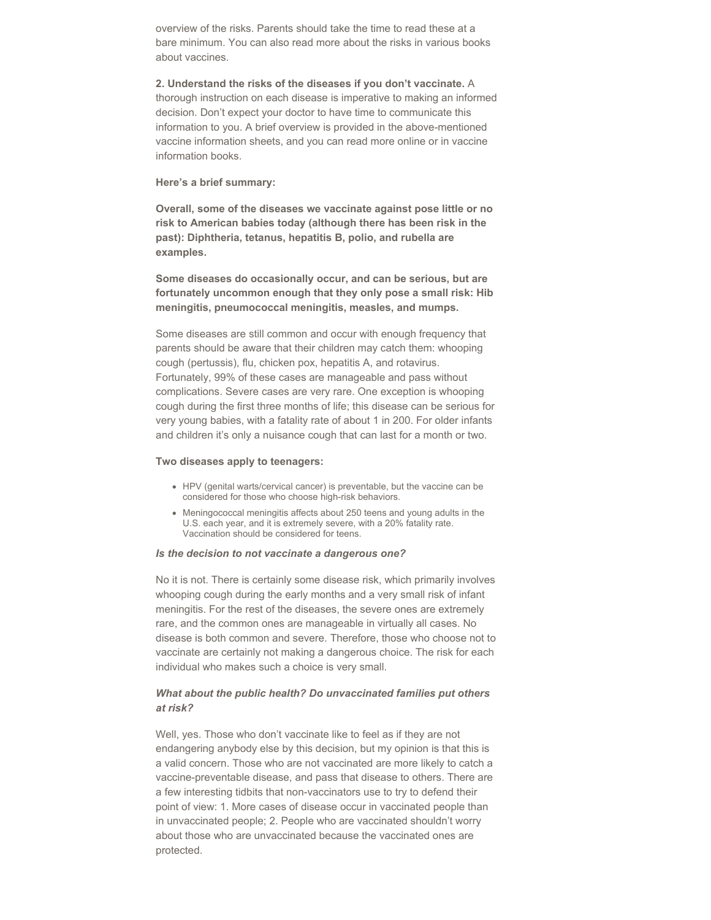overview of the risks. Parents should take the time to read these at a bare minimum. You can also read more about the risks in various books about vaccines.

**2. Understand the risks of the diseases if you don't vaccinate.** A thorough instruction on each disease is imperative to making an informed decision. Don't expect your doctor to have time to communicate this information to you. A brief overview is provided in the above-mentioned vaccine information sheets, and you can read more online or in vaccine information books.

**Here's a brief summary:**

**Overall, some of the diseases we vaccinate against pose little or no risk to American babies today (although there has been risk in the past): Diphtheria, tetanus, hepatitis B, polio, and rubella are examples.**

**Some diseases do occasionally occur, and can be serious, but are fortunately uncommon enough that they only pose a small risk: Hib meningitis, pneumococcal meningitis, measles, and mumps.**

Some diseases are still common and occur with enough frequency that parents should be aware that their children may catch them: whooping cough (pertussis), flu, chicken pox, hepatitis A, and rotavirus. Fortunately, 99% of these cases are manageable and pass without complications. Severe cases are very rare. One exception is whooping cough during the first three months of life; this disease can be serious for very young babies, with a fatality rate of about 1 in 200. For older infants and children it's only a nuisance cough that can last for a month or two.

**Two diseases apply to teenagers:**

- HPV (genital warts/cervical cancer) is preventable, but the vaccine can be considered for those who choose high-risk behaviors.
- Meningococcal meningitis affects about 250 teens and young adults in the U.S. each year, and it is extremely severe, with a 20% fatality rate. Vaccination should be considered for teens.

***Is the decision to not vaccinate a dangerous one?***

No it is not. There is certainly some disease risk, which primarily involves whooping cough during the early months and a very small risk of infant meningitis. For the rest of the diseases, the severe ones are extremely rare, and the common ones are manageable in virtually all cases. No disease is both common and severe. Therefore, those who choose not to vaccinate are certainly not making a dangerous choice. The risk for each individual who makes such a choice is very small.

***What about the public health? Do unvaccinated families put others at risk?***

Well, yes. Those who don't vaccinate like to feel as if they are not endangering anybody else by this decision, but my opinion is that this is a valid concern. Those who are not vaccinated are more likely to catch a vaccine-preventable disease, and pass that disease to others. There are a few interesting tidbits that non-vaccinators use to try to defend their point of view: 1. More cases of disease occur in vaccinated people than in unvaccinated people; 2. People who are vaccinated shouldn't worry about those who are unvaccinated because the vaccinated ones are protected.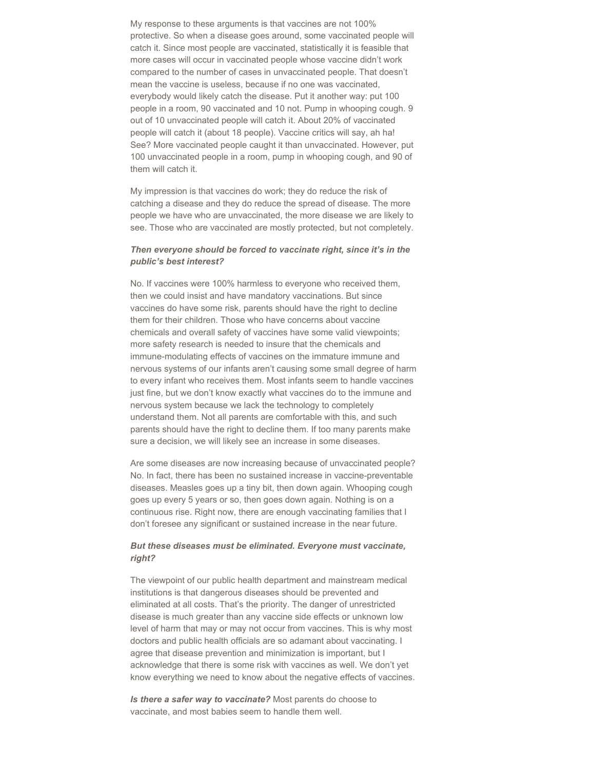My response to these arguments is that vaccines are not 100% protective. So when a disease goes around, some vaccinated people will catch it. Since most people are vaccinated, statistically it is feasible that more cases will occur in vaccinated people whose vaccine didn't work compared to the number of cases in unvaccinated people. That doesn't mean the vaccine is useless, because if no one was vaccinated, everybody would likely catch the disease. Put it another way: put 100 people in a room, 90 vaccinated and 10 not. Pump in whooping cough. 9 out of 10 unvaccinated people will catch it. About 20% of vaccinated people will catch it (about 18 people). Vaccine critics will say, ah ha! See? More vaccinated people caught it than unvaccinated. However, put 100 unvaccinated people in a room, pump in whooping cough, and 90 of them will catch it.

My impression is that vaccines do work; they do reduce the risk of catching a disease and they do reduce the spread of disease. The more people we have who are unvaccinated, the more disease we are likely to see. Those who are vaccinated are mostly protected, but not completely.

***Then everyone should be forced to vaccinate right, since it's in the public's best interest?***

No. If vaccines were 100% harmless to everyone who received them, then we could insist and have mandatory vaccinations. But since vaccines do have some risk, parents should have the right to decline them for their children. Those who have concerns about vaccine chemicals and overall safety of vaccines have some valid viewpoints; more safety research is needed to insure that the chemicals and immune-modulating effects of vaccines on the immature immune and nervous systems of our infants aren't causing some small degree of harm to every infant who receives them. Most infants seem to handle vaccines just fine, but we don't know exactly what vaccines do to the immune and nervous system because we lack the technology to completely understand them. Not all parents are comfortable with this, and such parents should have the right to decline them. If too many parents make sure a decision, we will likely see an increase in some diseases.

Are some diseases are now increasing because of unvaccinated people? No. In fact, there has been no sustained increase in vaccine-preventable diseases. Measles goes up a tiny bit, then down again. Whooping cough goes up every 5 years or so, then goes down again. Nothing is on a continuous rise. Right now, there are enough vaccinating families that I don't foresee any significant or sustained increase in the near future.

***But these diseases must be eliminated. Everyone must vaccinate, right?***

The viewpoint of our public health department and mainstream medical institutions is that dangerous diseases should be prevented and eliminated at all costs. That's the priority. The danger of unrestricted disease is much greater than any vaccine side effects or unknown low level of harm that may or may not occur from vaccines. This is why most doctors and public health officials are so adamant about vaccinating. I agree that disease prevention and minimization is important, but I acknowledge that there is some risk with vaccines as well. We don't yet know everything we need to know about the negative effects of vaccines.

***Is there a safer way to vaccinate?*** Most parents do choose to vaccinate, and most babies seem to handle them well.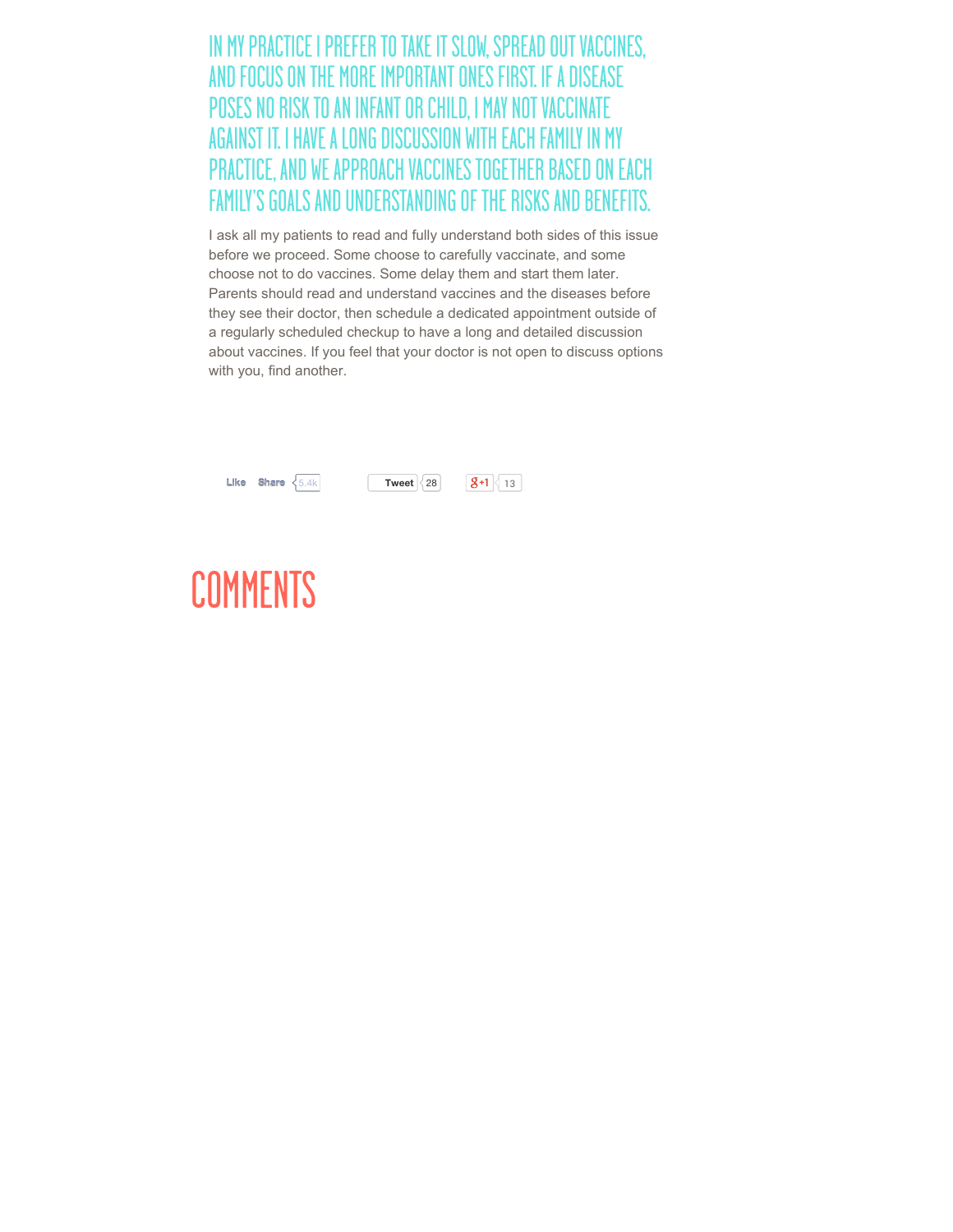## IN MY PRACTICE I PREFER TO TAKE IT SLOW, SPREAD OUT VACCINES, AND FOCUS ON THE MORE IMPORTANT ONES FIRST. IF A DISEASE POSES NO RISK TO AN INFANT OR CHILD, I MAY NOT VACCINATE AGAINST IT. I HAVE A LONG DISCUSSION WITH EACH FAMILY IN MY PRACTICE, AND WE APPROACH VACCINES TOGETHER BASED ON EACH FAMILY'S GOALS AND UNDERSTANDING OF THE RISKS AND BENEFITS.

I ask all my patients to read and fully understand both sides of this issue before we proceed. Some choose to carefully vaccinate, and some choose not to do vaccines. Some delay them and start them later. Parents should read and understand vaccines and the diseases before they see their doctor, then schedule a dedicated appointment outside of a regularly scheduled checkup to have a long and detailed discussion about vaccines. If you feel that your doctor is not open to discuss options with you, find another.

Like Share 5.4k Tweet 28 +1 13

# COMMENTS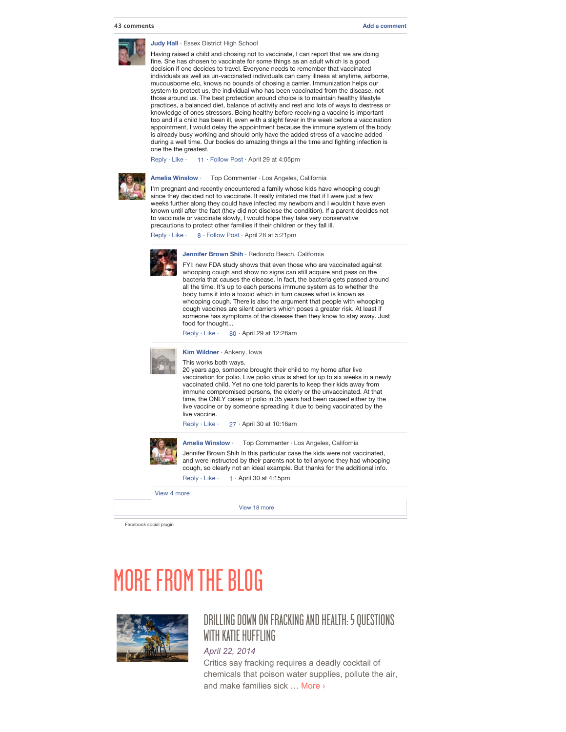43 comments

Add a comment

**Judy Hall** · Essex District High School

Having raised a child and chosing not to vaccinate, I can report that we are doing fine. She has chosen to vaccinate for some things as an adult which is a good decision if one decides to travel. Everyone needs to remember that vaccinated individuals as well as un-vaccinated individuals can carry illness at anytime, airborne, mucousborne etc, knows no bounds of chosing a carrier. Immunization helps our system to protect us, the individual who has been vaccinated from the disease, not those around us. The best protection around choice is to maintain healthy lifestyle practices, a balanced diet, balance of activity and rest and lots of ways to destress or knowledge of ones stressors. Being healthy before receiving a vaccine is important too and if a child has been ill, even with a slight fever in the week before a vaccination appointment, I would delay the appointment because the immune system of the body is already busy working and should only have the added stress of a vaccine added during a well time. Our bodies do amazing things all the time and fighting infection is one the the greatest.

Reply · Like · 11 · Follow Post · April 29 at 4:05pm

**Amelia Winslow** · Top Commenter · Los Angeles, California

I'm pregnant and recently encountered a family whose kids have whooping cough since they decided not to vaccinate. It really irritated me that if I were just a few weeks further along they could have infected my newborn and I wouldn't have even known until after the fact (they did not disclose the condition). If a parent decides not to vaccinate or vaccinate slowly, I would hope they take very conservative precautions to protect other families if their children or they fall ill.

Reply · Like · 8 · Follow Post · April 28 at 5:21pm

**Jennifer Brown Shih** · Redondo Beach, California

FYI: new FDA study shows that even those who are vaccinated against whooping cough and show no signs can still acquire and pass on the bacteria that causes the disease. In fact, the bacteria gets passed around all the time. It's up to each persons immune system as to whether the body turns it into a toxoid which in turn causes what is known as whooping cough. There is also the argument that people with whooping cough vaccines are silent carriers which poses a greater risk. At least if someone has symptoms of the disease then they know to stay away. Just food for thought...

Reply · Like · 80 · April 29 at 12:28am

**Kim Wildner** · Ankeny, Iowa

This works both ways.
20 years ago, someone brought their child to my home after live vaccination for polio. Live polio virus is shed for up to six weeks in a newly vaccinated child. Yet no one told parents to keep their kids away from immune compromised persons, the elderly or the unvaccinated. At that time, the ONLY cases of polio in 35 years had been caused either by the live vaccine or by someone spreading it due to being vaccinated by the live vaccine.

Reply · Like · 27 · April 30 at 10:16am

**Amelia Winslow** · Top Commenter · Los Angeles, California

Jennifer Brown Shih In this particular case the kids were not vaccinated, and were instructed by their parents not to tell anyone they had whooping cough, so clearly not an ideal example. But thanks for the additional info.

Reply · Like · 1 · April 30 at 4:15pm

View 4 more

View 18 more

Facebook social plugin

# MORE FROM THE BLOG

## DRILLING DOWN ON FRACKING AND HEALTH: 5 QUESTIONS WITH KATIE HUFFLING

*April 22, 2014*

Critics say fracking requires a deadly cocktail of chemicals that poison water supplies, pollute the air, and make families sick … More ›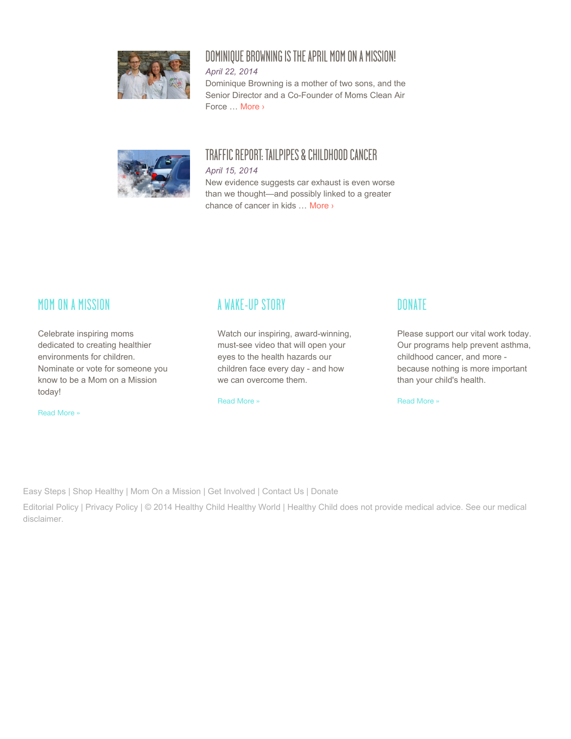## DOMINIQUE BROWNING IS THE APRIL MOM ON A MISSION!

*April 22, 2014*

Dominique Browning is a mother of two sons, and the Senior Director and a Co-Founder of Moms Clean Air Force … More ›

## TRAFFIC REPORT: TAILPIPES & CHILDHOOD CANCER

*April 15, 2014*

New evidence suggests car exhaust is even worse than we thought—and possibly linked to a greater chance of cancer in kids … More ›

## MOM ON A MISSION

Celebrate inspiring moms dedicated to creating healthier environments for children. Nominate or vote for someone you know to be a Mom on a Mission today!

Read More »

## A WAKE-UP STORY

Watch our inspiring, award-winning, must-see video that will open your eyes to the health hazards our children face every day - and how we can overcome them.

Read More »

## DONATE

Please support our vital work today. Our programs help prevent asthma, childhood cancer, and more - because nothing is more important than your child's health.

Read More »

Easy Steps | Shop Healthy | Mom On a Mission | Get Involved | Contact Us | Donate

Editorial Policy | Privacy Policy | © 2014 Healthy Child Healthy World | Healthy Child does not provide medical advice. See our medical disclaimer.